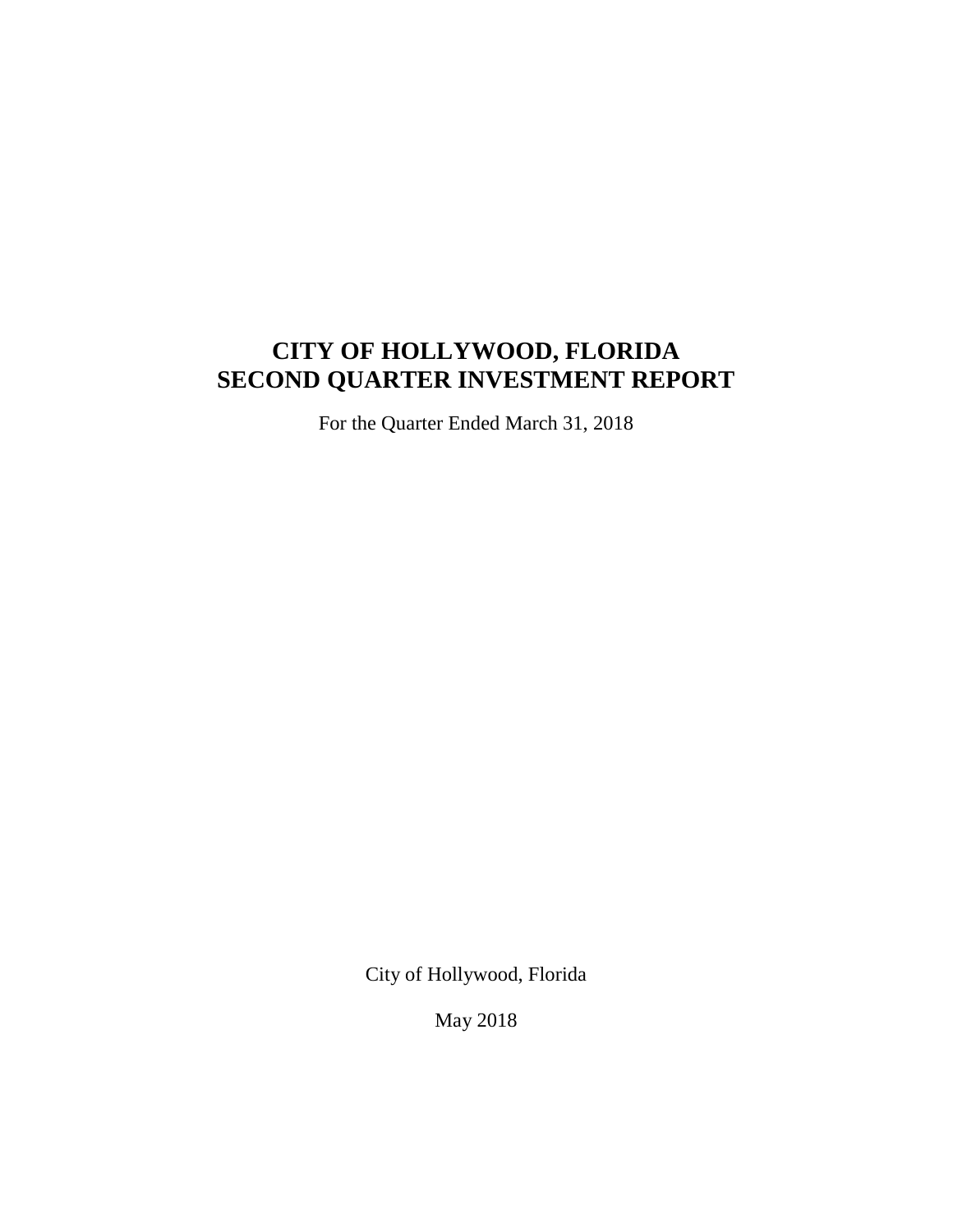# CITY OF HOLLYWOOD, FLORIDA
# SECOND QUARTER INVESTMENT REPORT

For the Quarter Ended March 31, 2018

City of Hollywood, Florida

May 2018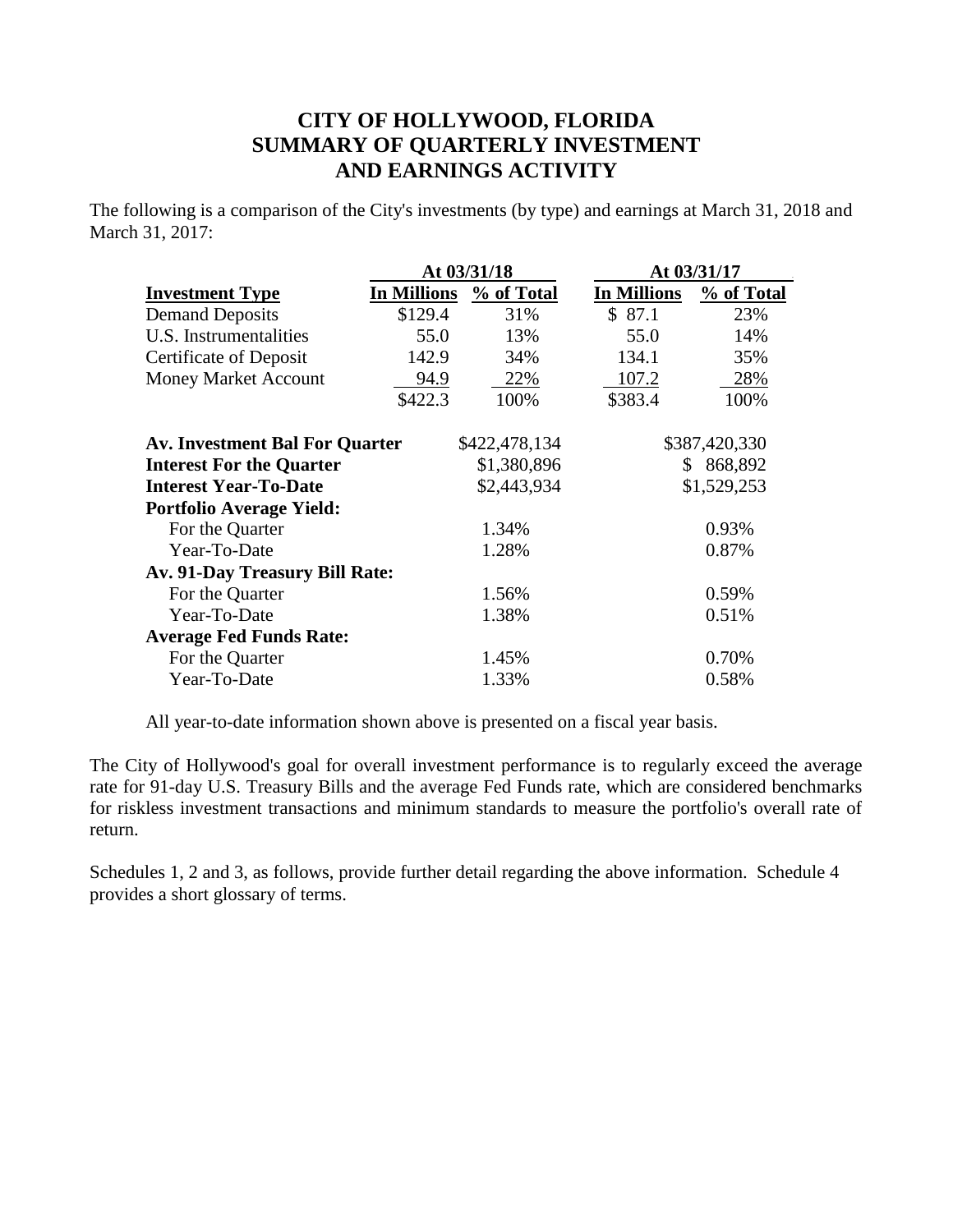# CITY OF HOLLYWOOD, FLORIDA
# SUMMARY OF QUARTERLY INVESTMENT AND EARNINGS ACTIVITY

The following is a comparison of the City's investments (by type) and earnings at March 31, 2018 and March 31, 2017:

| | At 03/31/18 | | At 03/31/17 | |
|---|---|---|---|---|
| **Investment Type** | **In Millions** | **% of Total** | **In Millions** | **% of Total** |
| Demand Deposits | $129.4 | 31% | $ 87.1 | 23% |
| U.S. Instrumentalities | 55.0 | 13% | 55.0 | 14% |
| Certificate of Deposit | 142.9 | 34% | 134.1 | 35% |
| Money Market Account | 94.9 | 22% | 107.2 | 28% |
| | $422.3 | 100% | $383.4 | 100% |

| | At 03/31/18 | At 03/31/17 |
|---|---|---|
| **Av. Investment Bal For Quarter** | $422,478,134 | $387,420,330 |
| **Interest For the Quarter** | $1,380,896 | $ 868,892 |
| **Interest Year-To-Date** | $2,443,934 | $1,529,253 |
| **Portfolio Average Yield:** | | |
| For the Quarter | 1.34% | 0.93% |
| Year-To-Date | 1.28% | 0.87% |
| **Av. 91-Day Treasury Bill Rate:** | | |
| For the Quarter | 1.56% | 0.59% |
| Year-To-Date | 1.38% | 0.51% |
| **Average Fed Funds Rate:** | | |
| For the Quarter | 1.45% | 0.70% |
| Year-To-Date | 1.33% | 0.58% |

All year-to-date information shown above is presented on a fiscal year basis.

The City of Hollywood's goal for overall investment performance is to regularly exceed the average rate for 91-day U.S. Treasury Bills and the average Fed Funds rate, which are considered benchmarks for riskless investment transactions and minimum standards to measure the portfolio's overall rate of return.

Schedules 1, 2 and 3, as follows, provide further detail regarding the above information. Schedule 4 provides a short glossary of terms.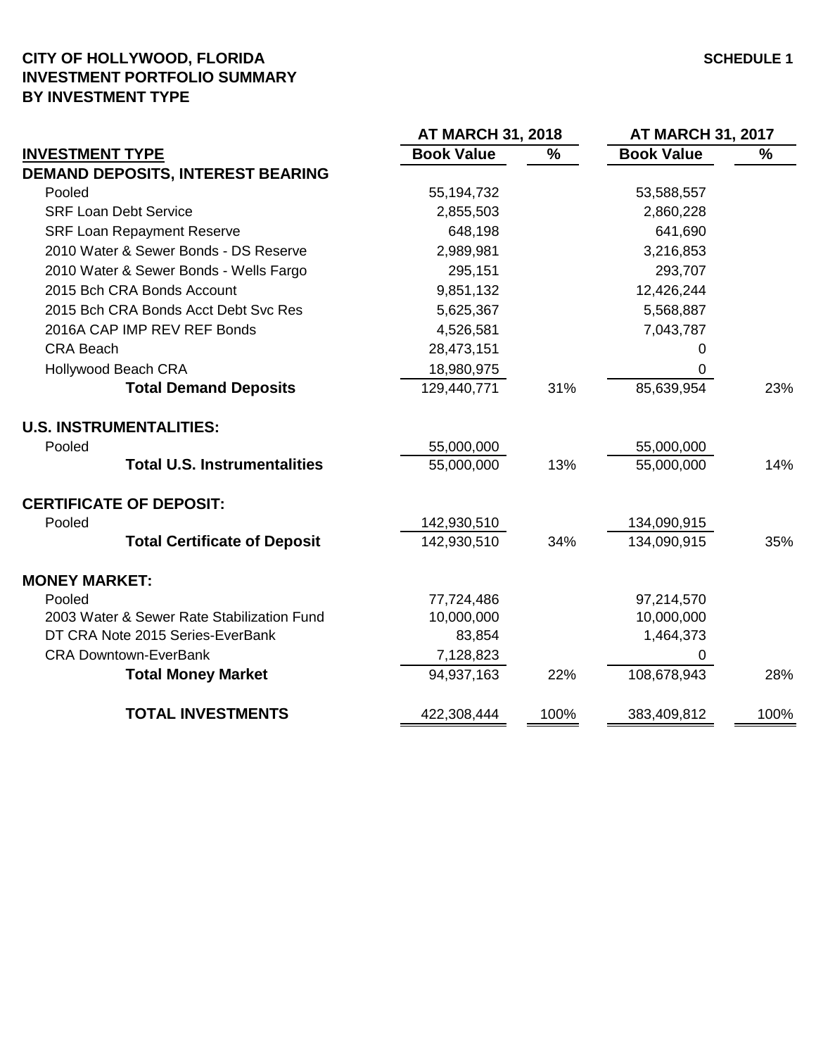**CITY OF HOLLYWOOD, FLORIDA**
**INVESTMENT PORTFOLIO SUMMARY**
**BY INVESTMENT TYPE**

**SCHEDULE 1**

| | AT MARCH 31, 2018 | | AT MARCH 31, 2017 | |
|---|---|---|---|---|
| **INVESTMENT TYPE** | **Book Value** | **%** | **Book Value** | **%** |
| **DEMAND DEPOSITS, INTEREST BEARING** | | | | |
| Pooled | 55,194,732 | | 53,588,557 | |
| SRF Loan Debt Service | 2,855,503 | | 2,860,228 | |
| SRF Loan Repayment Reserve | 648,198 | | 641,690 | |
| 2010 Water & Sewer Bonds - DS Reserve | 2,989,981 | | 3,216,853 | |
| 2010 Water & Sewer Bonds - Wells Fargo | 295,151 | | 293,707 | |
| 2015 Bch CRA Bonds Account | 9,851,132 | | 12,426,244 | |
| 2015 Bch CRA Bonds Acct Debt Svc Res | 5,625,367 | | 5,568,887 | |
| 2016A CAP IMP REV REF Bonds | 4,526,581 | | 7,043,787 | |
| CRA Beach | 28,473,151 | | 0 | |
| Hollywood Beach CRA | 18,980,975 | | 0 | |
| **Total Demand Deposits** | 129,440,771 | 31% | 85,639,954 | 23% |
| **U.S. INSTRUMENTALITIES:** | | | | |
| Pooled | 55,000,000 | | 55,000,000 | |
| **Total U.S. Instrumentalities** | 55,000,000 | 13% | 55,000,000 | 14% |
| **CERTIFICATE OF DEPOSIT:** | | | | |
| Pooled | 142,930,510 | | 134,090,915 | |
| **Total Certificate of Deposit** | 142,930,510 | 34% | 134,090,915 | 35% |
| **MONEY MARKET:** | | | | |
| Pooled | 77,724,486 | | 97,214,570 | |
| 2003 Water & Sewer Rate Stabilization Fund | 10,000,000 | | 10,000,000 | |
| DT CRA Note 2015 Series-EverBank | 83,854 | | 1,464,373 | |
| CRA Downtown-EverBank | 7,128,823 | | 0 | |
| **Total Money Market** | 94,937,163 | 22% | 108,678,943 | 28% |
| **TOTAL INVESTMENTS** | 422,308,444 | 100% | 383,409,812 | 100% |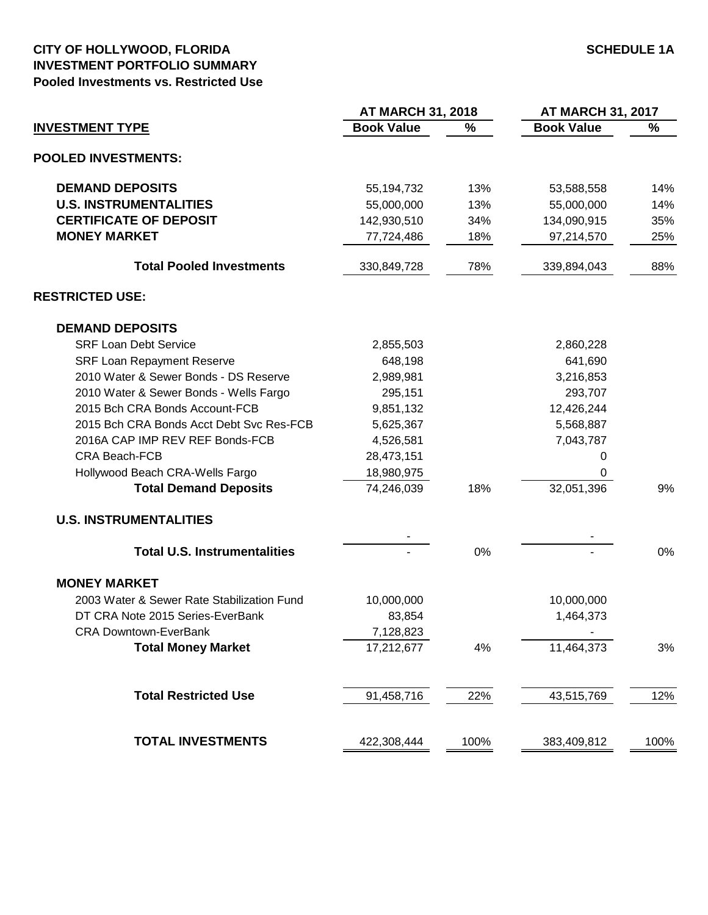**CITY OF HOLLYWOOD, FLORIDA** **SCHEDULE 1A**
**INVESTMENT PORTFOLIO SUMMARY**
**Pooled Investments vs. Restricted Use**

| INVESTMENT TYPE | AT MARCH 31, 2018 Book Value | % | AT MARCH 31, 2017 Book Value | % |
|---|---|---|---|---|
| **POOLED INVESTMENTS:** | | | | |
| **DEMAND DEPOSITS** | 55,194,732 | 13% | 53,588,558 | 14% |
| **U.S. INSTRUMENTALITIES** | 55,000,000 | 13% | 55,000,000 | 14% |
| **CERTIFICATE OF DEPOSIT** | 142,930,510 | 34% | 134,090,915 | 35% |
| **MONEY MARKET** | 77,724,486 | 18% | 97,214,570 | 25% |
| **Total Pooled Investments** | 330,849,728 | 78% | 339,894,043 | 88% |
| **RESTRICTED USE:** | | | | |
| **DEMAND DEPOSITS** | | | | |
| SRF Loan Debt Service | 2,855,503 | | 2,860,228 | |
| SRF Loan Repayment Reserve | 648,198 | | 641,690 | |
| 2010 Water & Sewer Bonds - DS Reserve | 2,989,981 | | 3,216,853 | |
| 2010 Water & Sewer Bonds - Wells Fargo | 295,151 | | 293,707 | |
| 2015 Bch CRA Bonds Account-FCB | 9,851,132 | | 12,426,244 | |
| 2015 Bch CRA Bonds Acct Debt Svc Res-FCB | 5,625,367 | | 5,568,887 | |
| 2016A CAP IMP REV REF Bonds-FCB | 4,526,581 | | 7,043,787 | |
| CRA Beach-FCB | 28,473,151 | | 0 | |
| Hollywood Beach CRA-Wells Fargo | 18,980,975 | | 0 | |
| **Total Demand Deposits** | 74,246,039 | 18% | 32,051,396 | 9% |
| **U.S. INSTRUMENTALITIES** | | | | |
| | - | | - | |
| **Total U.S. Instrumentalities** | - | 0% | - | 0% |
| **MONEY MARKET** | | | | |
| 2003 Water & Sewer Rate Stabilization Fund | 10,000,000 | | 10,000,000 | |
| DT CRA Note 2015 Series-EverBank | 83,854 | | 1,464,373 | |
| CRA Downtown-EverBank | 7,128,823 | | - | |
| **Total Money Market** | 17,212,677 | 4% | 11,464,373 | 3% |
| **Total Restricted Use** | 91,458,716 | 22% | 43,515,769 | 12% |
| **TOTAL INVESTMENTS** | 422,308,444 | 100% | 383,409,812 | 100% |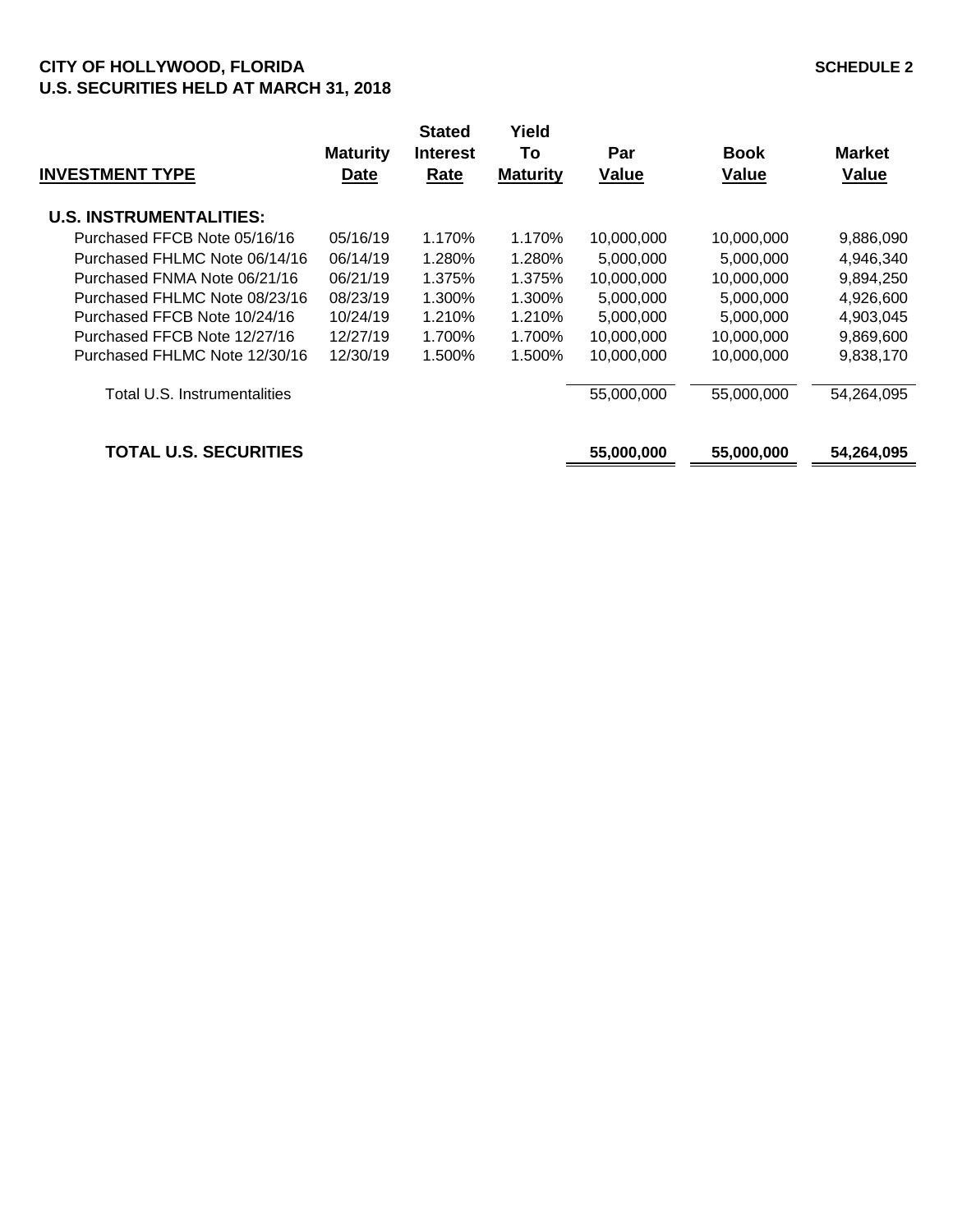**CITY OF HOLLYWOOD, FLORIDA**
**U.S. SECURITIES HELD AT MARCH 31, 2018**

**SCHEDULE 2**

| INVESTMENT TYPE | Maturity Date | Stated Interest Rate | Yield To Maturity | Par Value | Book Value | Market Value |
|---|---|---|---|---|---|---|
| **U.S. INSTRUMENTALITIES:** | | | | | | |
| Purchased FFCB Note 05/16/16 | 05/16/19 | 1.170% | 1.170% | 10,000,000 | 10,000,000 | 9,886,090 |
| Purchased FHLMC Note 06/14/16 | 06/14/19 | 1.280% | 1.280% | 5,000,000 | 5,000,000 | 4,946,340 |
| Purchased FNMA Note 06/21/16 | 06/21/19 | 1.375% | 1.375% | 10,000,000 | 10,000,000 | 9,894,250 |
| Purchased FHLMC Note 08/23/16 | 08/23/19 | 1.300% | 1.300% | 5,000,000 | 5,000,000 | 4,926,600 |
| Purchased FFCB Note 10/24/16 | 10/24/19 | 1.210% | 1.210% | 5,000,000 | 5,000,000 | 4,903,045 |
| Purchased FFCB Note 12/27/16 | 12/27/19 | 1.700% | 1.700% | 10,000,000 | 10,000,000 | 9,869,600 |
| Purchased FHLMC Note 12/30/16 | 12/30/19 | 1.500% | 1.500% | 10,000,000 | 10,000,000 | 9,838,170 |
| Total U.S. Instrumentalities | | | | 55,000,000 | 55,000,000 | 54,264,095 |
| **TOTAL U.S. SECURITIES** | | | | **55,000,000** | **55,000,000** | **54,264,095** |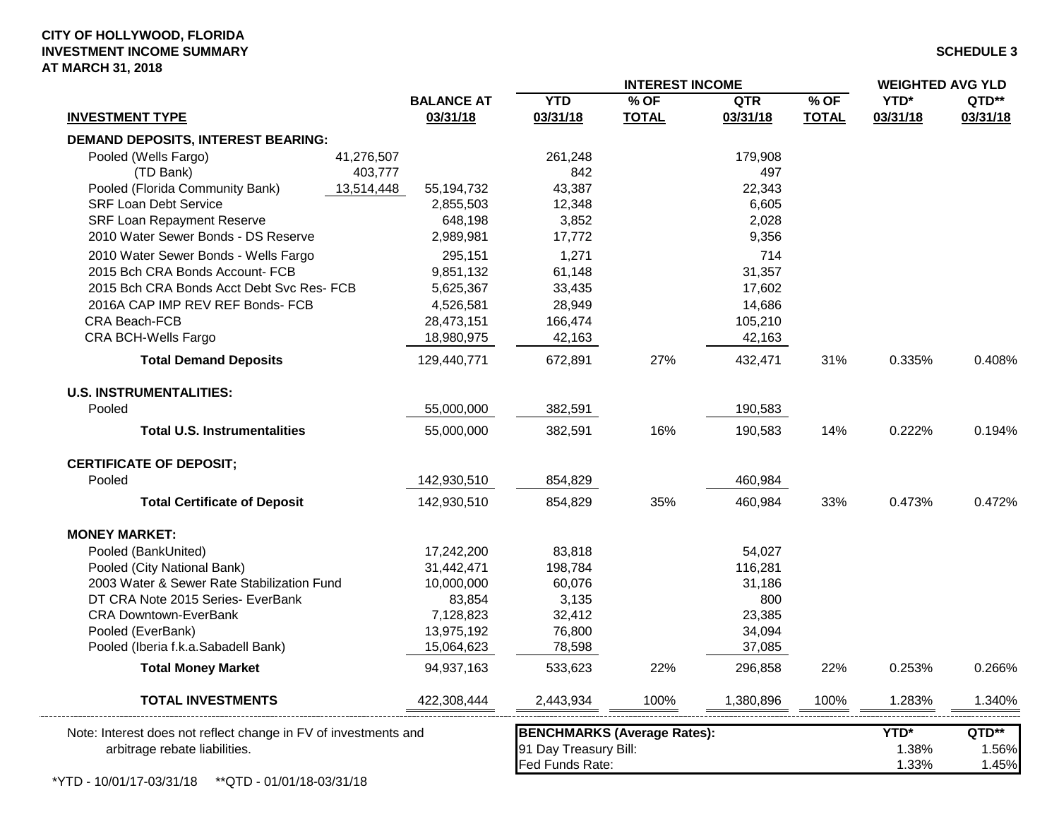**CITY OF HOLLYWOOD, FLORIDA**
**INVESTMENT INCOME SUMMARY**
**AT MARCH 31, 2018**

**SCHEDULE 3**

| | | | INTEREST INCOME | | | | WEIGHTED AVG YLD | |
|---|---|---|---|---|---|---|---|---|
| **INVESTMENT TYPE** | | **BALANCE AT 03/31/18** | **YTD 03/31/18** | **% OF TOTAL** | **QTR 03/31/18** | **% OF TOTAL** | **YTD* 03/31/18** | **QTD** 03/31/18** |
| **DEMAND DEPOSITS, INTEREST BEARING:** | | | | | | | | |
| Pooled (Wells Fargo) | 41,276,507 | | 261,248 | | 179,908 | | | |
| (TD Bank) | 403,777 | | 842 | | 497 | | | |
| Pooled (Florida Community Bank) | 13,514,448 | 55,194,732 | 43,387 | | 22,343 | | | |
| SRF Loan Debt Service | | 2,855,503 | 12,348 | | 6,605 | | | |
| SRF Loan Repayment Reserve | | 648,198 | 3,852 | | 2,028 | | | |
| 2010 Water Sewer Bonds - DS Reserve | | 2,989,981 | 17,772 | | 9,356 | | | |
| 2010 Water Sewer Bonds - Wells Fargo | | 295,151 | 1,271 | | 714 | | | |
| 2015 Bch CRA Bonds Account- FCB | | 9,851,132 | 61,148 | | 31,357 | | | |
| 2015 Bch CRA Bonds Acct Debt Svc Res- FCB | | 5,625,367 | 33,435 | | 17,602 | | | |
| 2016A CAP IMP REV REF Bonds- FCB | | 4,526,581 | 28,949 | | 14,686 | | | |
| CRA Beach-FCB | | 28,473,151 | 166,474 | | 105,210 | | | |
| CRA BCH-Wells Fargo | | 18,980,975 | 42,163 | | 42,163 | | | |
| **Total Demand Deposits** | | 129,440,771 | 672,891 | 27% | 432,471 | 31% | 0.335% | 0.408% |
| **U.S. INSTRUMENTALITIES:** | | | | | | | | |
| Pooled | | 55,000,000 | 382,591 | | 190,583 | | | |
| **Total U.S. Instrumentalities** | | 55,000,000 | 382,591 | 16% | 190,583 | 14% | 0.222% | 0.194% |
| **CERTIFICATE OF DEPOSIT;** | | | | | | | | |
| Pooled | | 142,930,510 | 854,829 | | 460,984 | | | |
| **Total Certificate of Deposit** | | 142,930,510 | 854,829 | 35% | 460,984 | 33% | 0.473% | 0.472% |
| **MONEY MARKET:** | | | | | | | | |
| Pooled (BankUnited) | | 17,242,200 | 83,818 | | 54,027 | | | |
| Pooled (City National Bank) | | 31,442,471 | 198,784 | | 116,281 | | | |
| 2003 Water & Sewer Rate Stabilization Fund | | 10,000,000 | 60,076 | | 31,186 | | | |
| DT CRA Note 2015 Series- EverBank | | 83,854 | 3,135 | | 800 | | | |
| CRA Downtown-EverBank | | 7,128,823 | 32,412 | | 23,385 | | | |
| Pooled (EverBank) | | 13,975,192 | 76,800 | | 34,094 | | | |
| Pooled (Iberia f.k.a.Sabadell Bank) | | 15,064,623 | 78,598 | | 37,085 | | | |
| **Total Money Market** | | 94,937,163 | 533,623 | 22% | 296,858 | 22% | 0.253% | 0.266% |
| **TOTAL INVESTMENTS** | | 422,308,444 | 2,443,934 | 100% | 1,380,896 | 100% | 1.283% | 1.340% |

Note: Interest does not reflect change in FV of investments and arbitrage rebate liabilities.

| **BENCHMARKS (Average Rates):** | **YTD*** | **QTD**** |
|---|---|---|
| 91 Day Treasury Bill: | 1.38% | 1.56% |
| Fed Funds Rate: | 1.33% | 1.45% |

*YTD - 10/01/17-03/31/18 **QTD - 01/01/18-03/31/18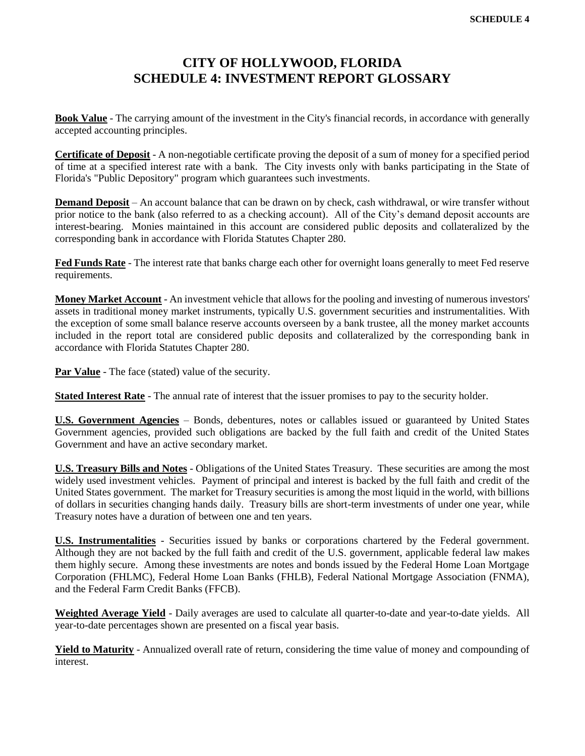# CITY OF HOLLYWOOD, FLORIDA
# SCHEDULE 4: INVESTMENT REPORT GLOSSARY

**Book Value** - The carrying amount of the investment in the City's financial records, in accordance with generally accepted accounting principles.

**Certificate of Deposit** - A non-negotiable certificate proving the deposit of a sum of money for a specified period of time at a specified interest rate with a bank. The City invests only with banks participating in the State of Florida's "Public Depository" program which guarantees such investments.

**Demand Deposit** – An account balance that can be drawn on by check, cash withdrawal, or wire transfer without prior notice to the bank (also referred to as a checking account). All of the City's demand deposit accounts are interest-bearing. Monies maintained in this account are considered public deposits and collateralized by the corresponding bank in accordance with Florida Statutes Chapter 280.

**Fed Funds Rate** - The interest rate that banks charge each other for overnight loans generally to meet Fed reserve requirements.

**Money Market Account** - An investment vehicle that allows for the pooling and investing of numerous investors' assets in traditional money market instruments, typically U.S. government securities and instrumentalities. With the exception of some small balance reserve accounts overseen by a bank trustee, all the money market accounts included in the report total are considered public deposits and collateralized by the corresponding bank in accordance with Florida Statutes Chapter 280.

**Par Value** - The face (stated) value of the security.

**Stated Interest Rate** - The annual rate of interest that the issuer promises to pay to the security holder.

**U.S. Government Agencies** – Bonds, debentures, notes or callables issued or guaranteed by United States Government agencies, provided such obligations are backed by the full faith and credit of the United States Government and have an active secondary market.

**U.S. Treasury Bills and Notes** - Obligations of the United States Treasury. These securities are among the most widely used investment vehicles. Payment of principal and interest is backed by the full faith and credit of the United States government. The market for Treasury securities is among the most liquid in the world, with billions of dollars in securities changing hands daily. Treasury bills are short-term investments of under one year, while Treasury notes have a duration of between one and ten years.

**U.S. Instrumentalities** - Securities issued by banks or corporations chartered by the Federal government. Although they are not backed by the full faith and credit of the U.S. government, applicable federal law makes them highly secure. Among these investments are notes and bonds issued by the Federal Home Loan Mortgage Corporation (FHLMC), Federal Home Loan Banks (FHLB), Federal National Mortgage Association (FNMA), and the Federal Farm Credit Banks (FFCB).

**Weighted Average Yield** - Daily averages are used to calculate all quarter-to-date and year-to-date yields. All year-to-date percentages shown are presented on a fiscal year basis.

**Yield to Maturity** - Annualized overall rate of return, considering the time value of money and compounding of interest.